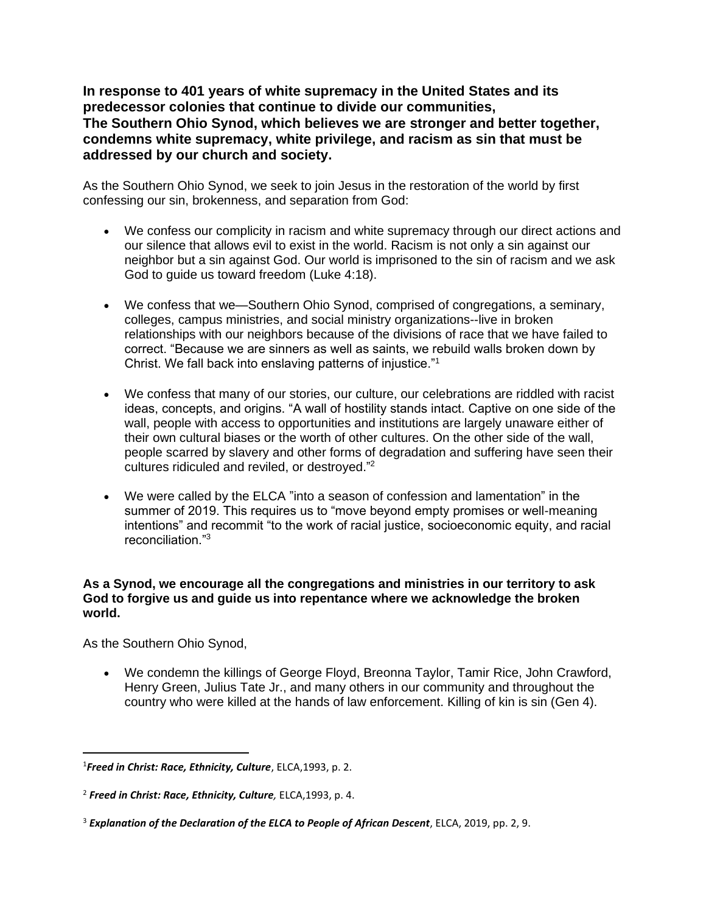**In response to 401 years of white supremacy in the United States and its predecessor colonies that continue to divide our communities,**
**The Southern Ohio Synod, which believes we are stronger and better together, condemns white supremacy, white privilege, and racism as sin that must be addressed by our church and society.**

As the Southern Ohio Synod, we seek to join Jesus in the restoration of the world by first confessing our sin, brokenness, and separation from God:

- We confess our complicity in racism and white supremacy through our direct actions and our silence that allows evil to exist in the world. Racism is not only a sin against our neighbor but a sin against God. Our world is imprisoned to the sin of racism and we ask God to guide us toward freedom (Luke 4:18).

- We confess that we—Southern Ohio Synod, comprised of congregations, a seminary, colleges, campus ministries, and social ministry organizations--live in broken relationships with our neighbors because of the divisions of race that we have failed to correct. "Because we are sinners as well as saints, we rebuild walls broken down by Christ. We fall back into enslaving patterns of injustice."[1]

- We confess that many of our stories, our culture, our celebrations are riddled with racist ideas, concepts, and origins. "A wall of hostility stands intact. Captive on one side of the wall, people with access to opportunities and institutions are largely unaware either of their own cultural biases or the worth of other cultures. On the other side of the wall, people scarred by slavery and other forms of degradation and suffering have seen their cultures ridiculed and reviled, or destroyed."[2]

- We were called by the ELCA "into a season of confession and lamentation" in the summer of 2019. This requires us to "move beyond empty promises or well-meaning intentions" and recommit "to the work of racial justice, socioeconomic equity, and racial reconciliation."[3]

**As a Synod, we encourage all the congregations and ministries in our territory to ask God to forgive us and guide us into repentance where we acknowledge the broken world.**

As the Southern Ohio Synod,

- We condemn the killings of George Floyd, Breonna Taylor, Tamir Rice, John Crawford, Henry Green, Julius Tate Jr., and many others in our community and throughout the country who were killed at the hands of law enforcement. Killing of kin is sin (Gen 4).

---

[1] ***Freed in Christ: Race, Ethnicity, Culture***, ELCA,1993, p. 2.

[2] ***Freed in Christ: Race, Ethnicity, Culture,*** ELCA,1993, p. 4.

[3] ***Explanation of the Declaration of the ELCA to People of African Descent***, ELCA, 2019, pp. 2, 9.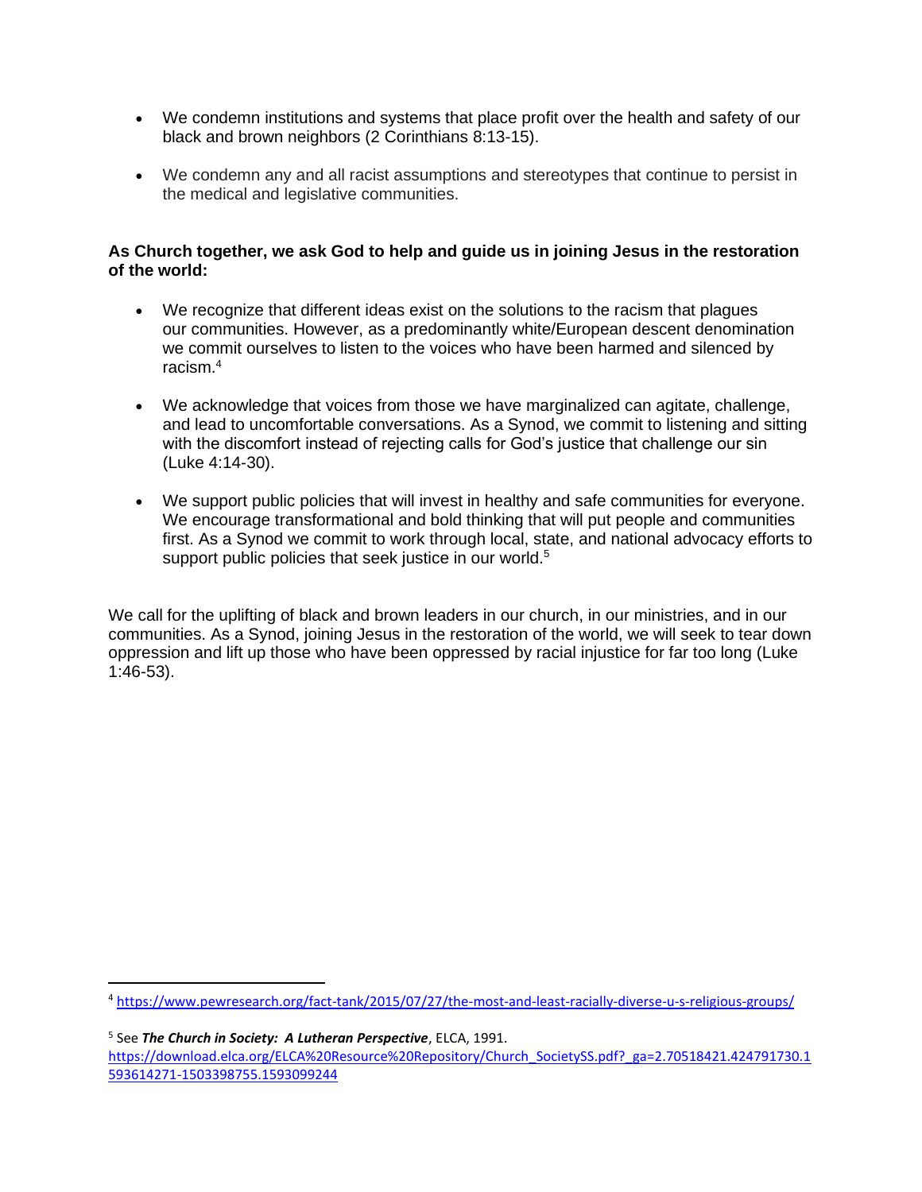- We condemn institutions and systems that place profit over the health and safety of our black and brown neighbors (2 Corinthians 8:13-15).

- We condemn any and all racist assumptions and stereotypes that continue to persist in the medical and legislative communities.

**As Church together, we ask God to help and guide us in joining Jesus in the restoration of the world:**

- We recognize that different ideas exist on the solutions to the racism that plagues our communities. However, as a predominantly white/European descent denomination we commit ourselves to listen to the voices who have been harmed and silenced by racism.[4]

- We acknowledge that voices from those we have marginalized can agitate, challenge, and lead to uncomfortable conversations. As a Synod, we commit to listening and sitting with the discomfort instead of rejecting calls for God's justice that challenge our sin (Luke 4:14-30).

- We support public policies that will invest in healthy and safe communities for everyone. We encourage transformational and bold thinking that will put people and communities first. As a Synod we commit to work through local, state, and national advocacy efforts to support public policies that seek justice in our world.[5]

We call for the uplifting of black and brown leaders in our church, in our ministries, and in our communities. As a Synod, joining Jesus in the restoration of the world, we will seek to tear down oppression and lift up those who have been oppressed by racial injustice for far too long (Luke 1:46-53).

---

[4] https://www.pewresearch.org/fact-tank/2015/07/27/the-most-and-least-racially-diverse-u-s-religious-groups/

[5] See ***The Church in Society: A Lutheran Perspective***, ELCA, 1991. https://download.elca.org/ELCA%20Resource%20Repository/Church_SocietySS.pdf?_ga=2.70518421.424791730.1593614271-1503398755.1593099244